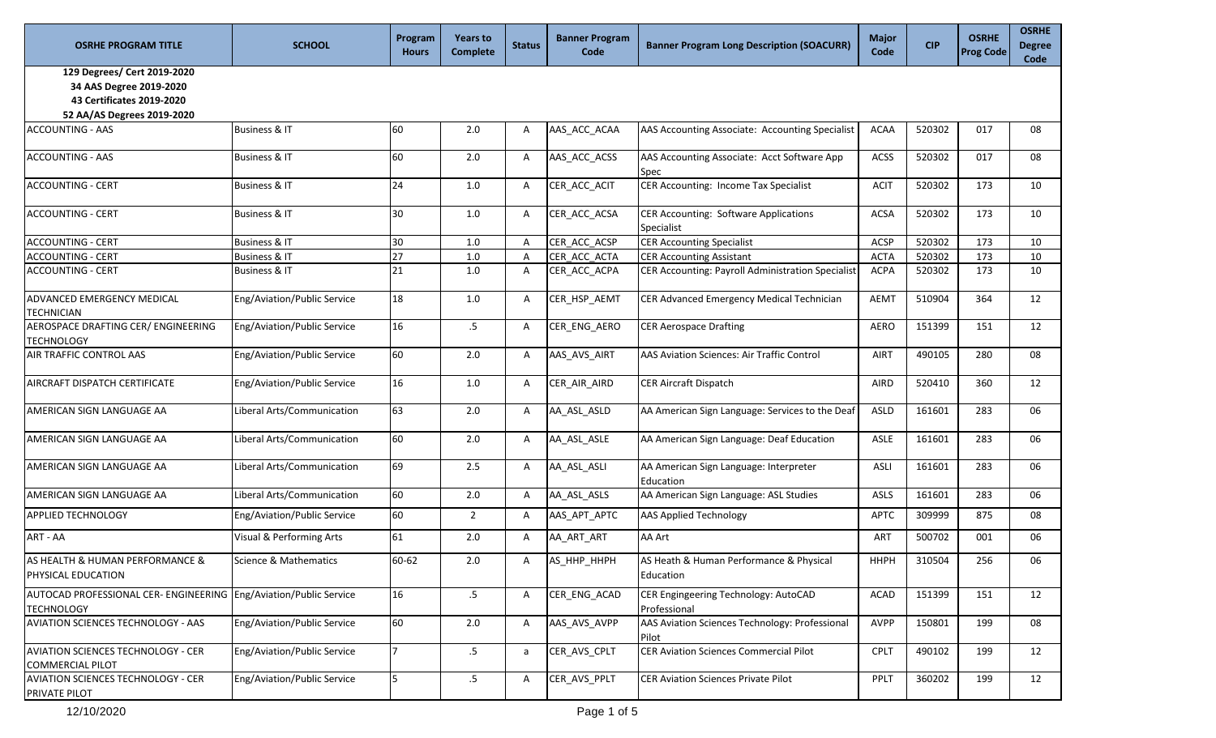| OSRHE PROGRAM TITLE | SCHOOL | Program Hours | Years to Complete | Status | Banner Program Code | Banner Program Long Description (SOACURR) | Major Code | CIP | OSRHE Prog Code | OSRHE Degree Code |
|---|---|---|---|---|---|---|---|---|---|---|
| 129 Degrees/ Cert 2019-2020<br>34 AAS Degree 2019-2020<br>43 Certificates 2019-2020<br>52 AA/AS Degrees 2019-2020 | | | | | | | | | | |
| ACCOUNTING - AAS | Business & IT | 60 | 2.0 | A | AAS_ACC_ACAA | AAS Accounting Associate: Accounting Specialist | ACAA | 520302 | 017 | 08 |
| ACCOUNTING - AAS | Business & IT | 60 | 2.0 | A | AAS_ACC_ACSS | AAS Accounting Associate: Acct Software App Spec | ACSS | 520302 | 017 | 08 |
| ACCOUNTING - CERT | Business & IT | 24 | 1.0 | A | CER_ACC_ACIT | CER Accounting: Income Tax Specialist | ACIT | 520302 | 173 | 10 |
| ACCOUNTING - CERT | Business & IT | 30 | 1.0 | A | CER_ACC_ACSA | CER Accounting: Software Applications Specialist | ACSA | 520302 | 173 | 10 |
| ACCOUNTING - CERT | Business & IT | 30 | 1.0 | A | CER_ACC_ACSP | CER Accounting Specialist | ACSP | 520302 | 173 | 10 |
| ACCOUNTING - CERT | Business & IT | 27 | 1.0 | A | CER_ACC_ACTA | CER Accounting Assistant | ACTA | 520302 | 173 | 10 |
| ACCOUNTING - CERT | Business & IT | 21 | 1.0 | A | CER_ACC_ACPA | CER Accounting: Payroll Administration Specialist | ACPA | 520302 | 173 | 10 |
| ADVANCED EMERGENCY MEDICAL TECHNICIAN | Eng/Aviation/Public Service | 18 | 1.0 | A | CER_HSP_AEMT | CER Advanced Emergency Medical Technician | AEMT | 510904 | 364 | 12 |
| AEROSPACE DRAFTING CER/ ENGINEERING TECHNOLOGY | Eng/Aviation/Public Service | 16 | .5 | A | CER_ENG_AERO | CER Aerospace Drafting | AERO | 151399 | 151 | 12 |
| AIR TRAFFIC CONTROL AAS | Eng/Aviation/Public Service | 60 | 2.0 | A | AAS_AVS_AIRT | AAS Aviation Sciences: Air Traffic Control | AIRT | 490105 | 280 | 08 |
| AIRCRAFT DISPATCH CERTIFICATE | Eng/Aviation/Public Service | 16 | 1.0 | A | CER_AIR_AIRD | CER Aircraft Dispatch | AIRD | 520410 | 360 | 12 |
| AMERICAN SIGN LANGUAGE AA | Liberal Arts/Communication | 63 | 2.0 | A | AA_ASL_ASLD | AA American Sign Language: Services to the Deaf | ASLD | 161601 | 283 | 06 |
| AMERICAN SIGN LANGUAGE AA | Liberal Arts/Communication | 60 | 2.0 | A | AA_ASL_ASLE | AA American Sign Language: Deaf Education | ASLE | 161601 | 283 | 06 |
| AMERICAN SIGN LANGUAGE AA | Liberal Arts/Communication | 69 | 2.5 | A | AA_ASL_ASLI | AA American Sign Language: Interpreter Education | ASLI | 161601 | 283 | 06 |
| AMERICAN SIGN LANGUAGE AA | Liberal Arts/Communication | 60 | 2.0 | A | AA_ASL_ASLS | AA American Sign Language: ASL Studies | ASLS | 161601 | 283 | 06 |
| APPLIED TECHNOLOGY | Eng/Aviation/Public Service | 60 | 2 | A | AAS_APT_APTC | AAS Applied Technology | APTC | 309999 | 875 | 08 |
| ART - AA | Visual & Performing Arts | 61 | 2.0 | A | AA_ART_ART | AA Art | ART | 500702 | 001 | 06 |
| AS HEALTH & HUMAN PERFORMANCE & PHYSICAL EDUCATION | Science & Mathematics | 60-62 | 2.0 | A | AS_HHP_HHPH | AS Heath & Human Performance & Physical Education | HHPH | 310504 | 256 | 06 |
| AUTOCAD PROFESSIONAL CER- ENGINEERING TECHNOLOGY | Eng/Aviation/Public Service | 16 | .5 | A | CER_ENG_ACAD | CER Engingeering Technology: AutoCAD Professional | ACAD | 151399 | 151 | 12 |
| AVIATION SCIENCES TECHNOLOGY - AAS | Eng/Aviation/Public Service | 60 | 2.0 | A | AAS_AVS_AVPP | AAS Aviation Sciences Technology: Professional Pilot | AVPP | 150801 | 199 | 08 |
| AVIATION SCIENCES TECHNOLOGY - CER COMMERCIAL PILOT | Eng/Aviation/Public Service | 7 | .5 | a | CER_AVS_CPLT | CER Aviation Sciences Commercial Pilot | CPLT | 490102 | 199 | 12 |
| AVIATION SCIENCES TECHNOLOGY - CER PRIVATE PILOT | Eng/Aviation/Public Service | 5 | .5 | A | CER_AVS_PPLT | CER Aviation Sciences Private Pilot | PPLT | 360202 | 199 | 12 |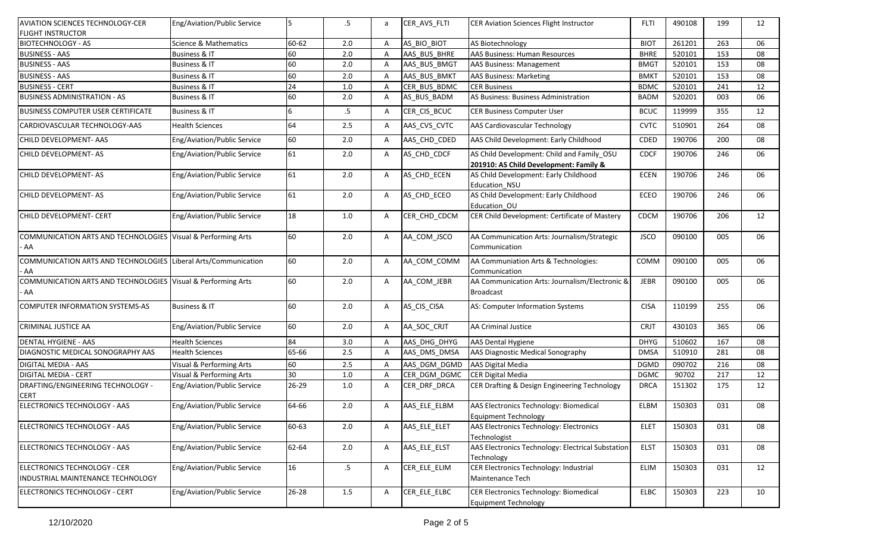| AVIATION SCIENCES TECHNOLOGY-CER FLIGHT INSTRUCTOR | Eng/Aviation/Public Service | 5 | .5 | a | CER_AVS_FLTI | CER Aviation Sciences Flight Instructor | FLTI | 490108 | 199 | 12 |
|---|---|---|---|---|---|---|---|---|---|---|
| BIOTECHNOLOGY - AS | Science & Mathematics | 60-62 | 2.0 | A | AS_BIO_BIOT | AS Biotechnology | BIOT | 261201 | 263 | 06 |
| BUSINESS - AAS | Business & IT | 60 | 2.0 | A | AAS_BUS_BHRE | AAS Business: Human Resources | BHRE | 520101 | 153 | 08 |
| BUSINESS - AAS | Business & IT | 60 | 2.0 | A | AAS_BUS_BMGT | AAS Business: Management | BMGT | 520101 | 153 | 08 |
| BUSINESS - AAS | Business & IT | 60 | 2.0 | A | AAS_BUS_BMKT | AAS Business: Marketing | BMKT | 520101 | 153 | 08 |
| BUSINESS - CERT | Business & IT | 24 | 1.0 | A | CER_BUS_BDMC | CER Business | BDMC | 520101 | 241 | 12 |
| BUSINESS ADMINISTRATION - AS | Business & IT | 60 | 2.0 | A | AS_BUS_BADM | AS Business: Business Administration | BADM | 520201 | 003 | 06 |
| BUSINESS COMPUTER USER CERTIFICATE | Business & IT | 6 | .5 | A | CER_CIS_BCUC | CER Business Computer User | BCUC | 119999 | 355 | 12 |
| CARDIOVASCULAR TECHNOLOGY-AAS | Health Sciences | 64 | 2.5 | A | AAS_CVS_CVTC | AAS Cardiovascular Technology | CVTC | 510901 | 264 | 08 |
| CHILD DEVELOPMENT- AAS | Eng/Aviation/Public Service | 60 | 2.0 | A | AAS_CHD_CDED | AAS Child Development: Early Childhood | CDED | 190706 | 200 | 08 |
| CHILD DEVELOPMENT- AS | Eng/Aviation/Public Service | 61 | 2.0 | A | AS_CHD_CDCF | AS Child Development: Child and Family_OSU **201910: AS Child Development: Family &** | CDCF | 190706 | 246 | 06 |
| CHILD DEVELOPMENT- AS | Eng/Aviation/Public Service | 61 | 2.0 | A | AS_CHD_ECEN | AS Child Development: Early Childhood Education_NSU | ECEN | 190706 | 246 | 06 |
| CHILD DEVELOPMENT- AS | Eng/Aviation/Public Service | 61 | 2.0 | A | AS_CHD_ECEO | AS Child Development: Early Childhood Education_OU | ECEO | 190706 | 246 | 06 |
| CHILD DEVELOPMENT- CERT | Eng/Aviation/Public Service | 18 | 1.0 | A | CER_CHD_CDCM | CER Child Development: Certificate of Mastery | CDCM | 190706 | 206 | 12 |
| COMMUNICATION ARTS AND TECHNOLOGIES - AA | Visual & Performing Arts | 60 | 2.0 | A | AA_COM_JSCO | AA Communication Arts: Journalism/Strategic Communication | JSCO | 090100 | 005 | 06 |
| COMMUNICATION ARTS AND TECHNOLOGIES - AA | Liberal Arts/Communication | 60 | 2.0 | A | AA_COM_COMM | AA Communiation Arts & Technologies: Communication | COMM | 090100 | 005 | 06 |
| COMMUNICATION ARTS AND TECHNOLOGIES - AA | Visual & Performing Arts | 60 | 2.0 | A | AA_COM_JEBR | AA Communication Arts: Journalism/Electronic & Broadcast | JEBR | 090100 | 005 | 06 |
| COMPUTER INFORMATION SYSTEMS-AS | Business & IT | 60 | 2.0 | A | AS_CIS_CISA | AS: Computer Information Systems | CISA | 110199 | 255 | 06 |
| CRIMINAL JUSTICE AA | Eng/Aviation/Public Service | 60 | 2.0 | A | AA_SOC_CRJT | AA Criminal Justice | CRJT | 430103 | 365 | 06 |
| DENTAL HYGIENE - AAS | Health Sciences | 84 | 3.0 | A | AAS_DHG_DHYG | AAS Dental Hygiene | DHYG | 510602 | 167 | 08 |
| DIAGNOSTIC MEDICAL SONOGRAPHY AAS | Health Sciences | 65-66 | 2.5 | A | AAS_DMS_DMSA | AAS Diagnostic Medical Sonography | DMSA | 510910 | 281 | 08 |
| DIGITAL MEDIA - AAS | Visual & Performing Arts | 60 | 2.5 | A | AAS_DGM_DGMD | AAS Digital Media | DGMD | 090702 | 216 | 08 |
| DIGITAL MEDIA - CERT | Visual & Performing Arts | 30 | 1.0 | A | CER_DGM_DGMC | CER Digital Media | DGMC | 90702 | 217 | 12 |
| DRAFTING/ENGINEERING TECHNOLOGY - CERT | Eng/Aviation/Public Service | 26-29 | 1.0 | A | CER_DRF_DRCA | CER Drafting & Design Engineering Technology | DRCA | 151302 | 175 | 12 |
| ELECTRONICS TECHNOLOGY - AAS | Eng/Aviation/Public Service | 64-66 | 2.0 | A | AAS_ELE_ELBM | AAS Electronics Technology: Biomedical Equipment Technology | ELBM | 150303 | 031 | 08 |
| ELECTRONICS TECHNOLOGY - AAS | Eng/Aviation/Public Service | 60-63 | 2.0 | A | AAS_ELE_ELET | AAS Electronics Technology: Electronics Technologist | ELET | 150303 | 031 | 08 |
| ELECTRONICS TECHNOLOGY - AAS | Eng/Aviation/Public Service | 62-64 | 2.0 | A | AAS_ELE_ELST | AAS Electronics Technology: Electrical Substation Technology | ELST | 150303 | 031 | 08 |
| ELECTRONICS TECHNOLOGY - CER INDUSTRIAL MAINTENANCE TECHNOLOGY | Eng/Aviation/Public Service | 16 | .5 | A | CER_ELE_ELIM | CER Electronics Technology: Industrial Maintenance Tech | ELIM | 150303 | 031 | 12 |
| ELECTRONICS TECHNOLOGY - CERT | Eng/Aviation/Public Service | 26-28 | 1.5 | A | CER_ELE_ELBC | CER Electronics Technology: Biomedical Equipment Technology | ELBC | 150303 | 223 | 10 |

12/10/2020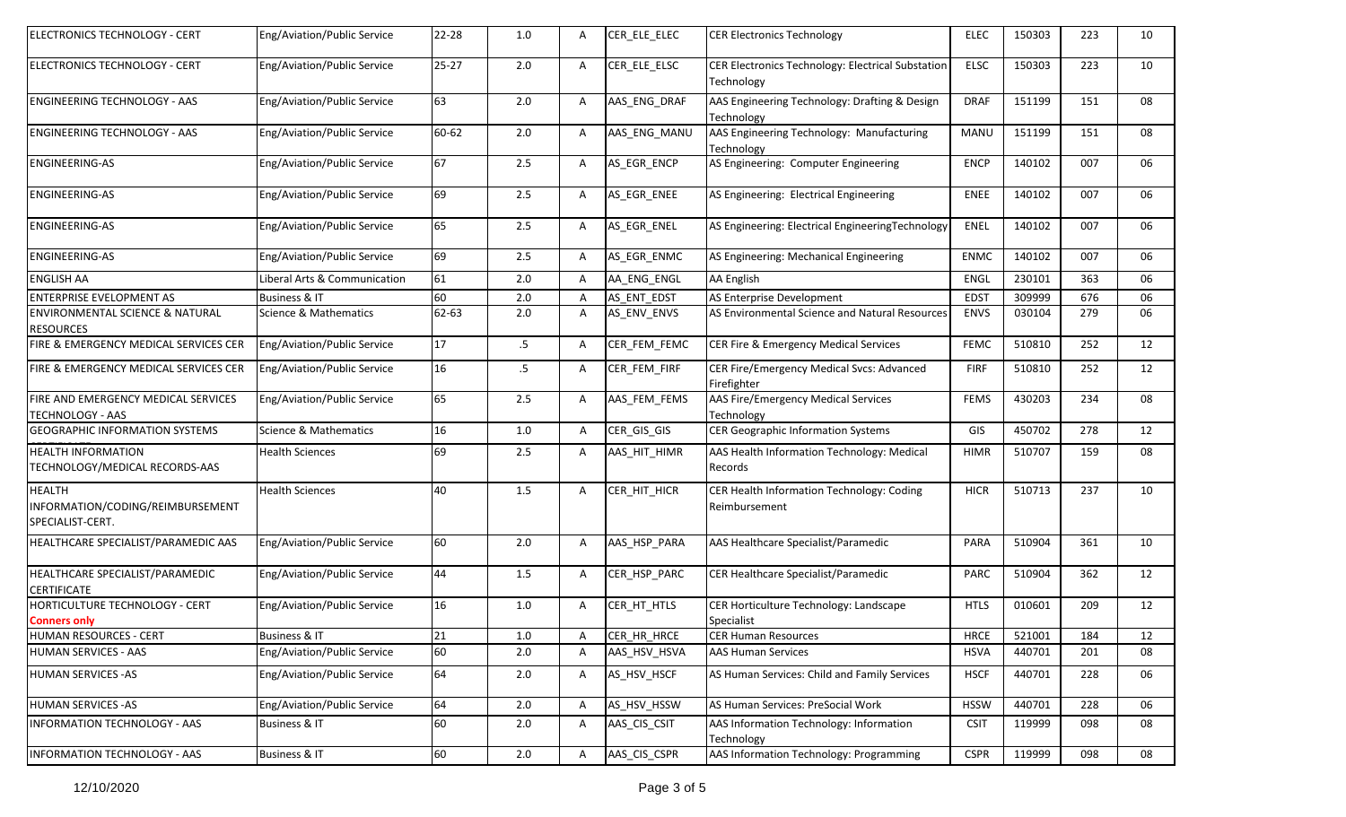| | | | | | | | | | | |
|---|---|---|---|---|---|---|---|---|---|---|
| ELECTRONICS TECHNOLOGY - CERT | Eng/Aviation/Public Service | 22-28 | 1.0 | A | CER_ELE_ELEC | CER Electronics Technology | ELEC | 150303 | 223 | 10 |
| ELECTRONICS TECHNOLOGY - CERT | Eng/Aviation/Public Service | 25-27 | 2.0 | A | CER_ELE_ELSC | CER Electronics Technology: Electrical Substation Technology | ELSC | 150303 | 223 | 10 |
| ENGINEERING TECHNOLOGY - AAS | Eng/Aviation/Public Service | 63 | 2.0 | A | AAS_ENG_DRAF | AAS Engineering Technology: Drafting & Design Technology | DRAF | 151199 | 151 | 08 |
| ENGINEERING TECHNOLOGY - AAS | Eng/Aviation/Public Service | 60-62 | 2.0 | A | AAS_ENG_MANU | AAS Engineering Technology: Manufacturing Technology | MANU | 151199 | 151 | 08 |
| ENGINEERING-AS | Eng/Aviation/Public Service | 67 | 2.5 | A | AS_EGR_ENCP | AS Engineering: Computer Engineering | ENCP | 140102 | 007 | 06 |
| ENGINEERING-AS | Eng/Aviation/Public Service | 69 | 2.5 | A | AS_EGR_ENEE | AS Engineering: Electrical Engineering | ENEE | 140102 | 007 | 06 |
| ENGINEERING-AS | Eng/Aviation/Public Service | 65 | 2.5 | A | AS_EGR_ENEL | AS Engineering: Electrical EngineeringTechnology | ENEL | 140102 | 007 | 06 |
| ENGINEERING-AS | Eng/Aviation/Public Service | 69 | 2.5 | A | AS_EGR_ENMC | AS Engineering: Mechanical Engineering | ENMC | 140102 | 007 | 06 |
| ENGLISH AA | Liberal Arts & Communication | 61 | 2.0 | A | AA_ENG_ENGL | AA English | ENGL | 230101 | 363 | 06 |
| ENTERPRISE EVELOPMENT AS | Business & IT | 60 | 2.0 | A | AS_ENT_EDST | AS Enterprise Development | EDST | 309999 | 676 | 06 |
| ENVIRONMENTAL SCIENCE & NATURAL RESOURCES | Science & Mathematics | 62-63 | 2.0 | A | AS_ENV_ENVS | AS Environmental Science and Natural Resources | ENVS | 030104 | 279 | 06 |
| FIRE & EMERGENCY MEDICAL SERVICES CER | Eng/Aviation/Public Service | 17 | .5 | A | CER_FEM_FEMC | CER Fire & Emergency Medical Services | FEMC | 510810 | 252 | 12 |
| FIRE & EMERGENCY MEDICAL SERVICES CER | Eng/Aviation/Public Service | 16 | .5 | A | CER_FEM_FIRF | CER Fire/Emergency Medical Svcs: Advanced Firefighter | FIRF | 510810 | 252 | 12 |
| FIRE AND EMERGENCY MEDICAL SERVICES TECHNOLOGY - AAS | Eng/Aviation/Public Service | 65 | 2.5 | A | AAS_FEM_FEMS | AAS Fire/Emergency Medical Services Technology | FEMS | 430203 | 234 | 08 |
| GEOGRAPHIC INFORMATION SYSTEMS | Science & Mathematics | 16 | 1.0 | A | CER_GIS_GIS | CER Geographic Information Systems | GIS | 450702 | 278 | 12 |
| HEALTH INFORMATION TECHNOLOGY/MEDICAL RECORDS-AAS | Health Sciences | 69 | 2.5 | A | AAS_HIT_HIMR | AAS Health Information Technology: Medical Records | HIMR | 510707 | 159 | 08 |
| HEALTH INFORMATION/CODING/REIMBURSEMENT SPECIALIST-CERT. | Health Sciences | 40 | 1.5 | A | CER_HIT_HICR | CER Health Information Technology: Coding Reimbursement | HICR | 510713 | 237 | 10 |
| HEALTHCARE SPECIALIST/PARAMEDIC AAS | Eng/Aviation/Public Service | 60 | 2.0 | A | AAS_HSP_PARA | AAS Healthcare Specialist/Paramedic | PARA | 510904 | 361 | 10 |
| HEALTHCARE SPECIALIST/PARAMEDIC CERTIFICATE | Eng/Aviation/Public Service | 44 | 1.5 | A | CER_HSP_PARC | CER Healthcare Specialist/Paramedic | PARC | 510904 | 362 | 12 |
| HORTICULTURE TECHNOLOGY - CERT **Conners only** | Eng/Aviation/Public Service | 16 | 1.0 | A | CER_HT_HTLS | CER Horticulture Technology: Landscape Specialist | HTLS | 010601 | 209 | 12 |
| HUMAN RESOURCES - CERT | Business & IT | 21 | 1.0 | A | CER_HR_HRCE | CER Human Resources | HRCE | 521001 | 184 | 12 |
| HUMAN SERVICES - AAS | Eng/Aviation/Public Service | 60 | 2.0 | A | AAS_HSV_HSVA | AAS Human Services | HSVA | 440701 | 201 | 08 |
| HUMAN SERVICES -AS | Eng/Aviation/Public Service | 64 | 2.0 | A | AS_HSV_HSCF | AS Human Services: Child and Family Services | HSCF | 440701 | 228 | 06 |
| HUMAN SERVICES -AS | Eng/Aviation/Public Service | 64 | 2.0 | A | AS_HSV_HSSW | AS Human Services: PreSocial Work | HSSW | 440701 | 228 | 06 |
| INFORMATION TECHNOLOGY - AAS | Business & IT | 60 | 2.0 | A | AAS_CIS_CSIT | AAS Information Technology: Information Technology | CSIT | 119999 | 098 | 08 |
| INFORMATION TECHNOLOGY - AAS | Business & IT | 60 | 2.0 | A | AAS_CIS_CSPR | AAS Information Technology: Programming | CSPR | 119999 | 098 | 08 |

12/10/2020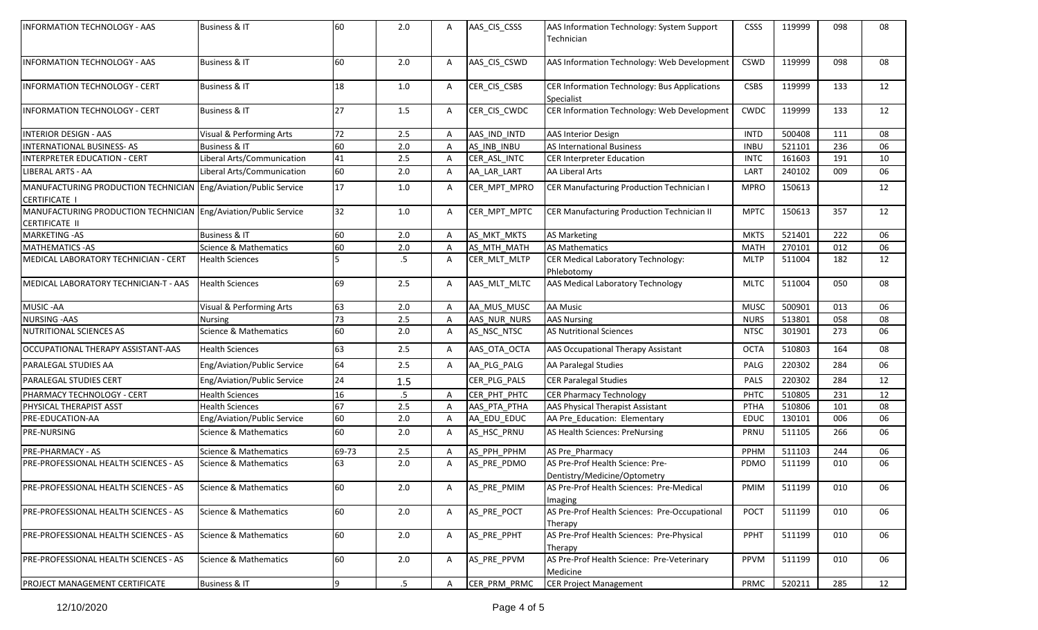| | | | | | | | | | | |
|---|---|---|---|---|---|---|---|---|---|---|
| INFORMATION TECHNOLOGY - AAS | Business & IT | 60 | 2.0 | A | AAS_CIS_CSSS | AAS Information Technology: System Support Technician | CSSS | 119999 | 098 | 08 |
| INFORMATION TECHNOLOGY - AAS | Business & IT | 60 | 2.0 | A | AAS_CIS_CSWD | AAS Information Technology: Web Development | CSWD | 119999 | 098 | 08 |
| INFORMATION TECHNOLOGY - CERT | Business & IT | 18 | 1.0 | A | CER_CIS_CSBS | CER Information Technology: Bus Applications Specialist | CSBS | 119999 | 133 | 12 |
| INFORMATION TECHNOLOGY - CERT | Business & IT | 27 | 1.5 | A | CER_CIS_CWDC | CER Information Technology: Web Development | CWDC | 119999 | 133 | 12 |
| INTERIOR DESIGN - AAS | Visual & Performing Arts | 72 | 2.5 | A | AAS_IND_INTD | AAS Interior Design | INTD | 500408 | 111 | 08 |
| INTERNATIONAL BUSINESS- AS | Business & IT | 60 | 2.0 | A | AS_INB_INBU | AS International Business | INBU | 521101 | 236 | 06 |
| INTERPRETER EDUCATION - CERT | Liberal Arts/Communication | 41 | 2.5 | A | CER_ASL_INTC | CER Interpreter Education | INTC | 161603 | 191 | 10 |
| LIBERAL ARTS - AA | Liberal Arts/Communication | 60 | 2.0 | A | AA_LAR_LART | AA Liberal Arts | LART | 240102 | 009 | 06 |
| MANUFACTURING PRODUCTION TECHNICIAN CERTIFICATE I | Eng/Aviation/Public Service | 17 | 1.0 | A | CER_MPT_MPRO | CER Manufacturing Production Technician I | MPRO | 150613 | | 12 |
| MANUFACTURING PRODUCTION TECHNICIAN CERTIFICATE II | Eng/Aviation/Public Service | 32 | 1.0 | A | CER_MPT_MPTC | CER Manufacturing Production Technician II | MPTC | 150613 | 357 | 12 |
| MARKETING -AS | Business & IT | 60 | 2.0 | A | AS_MKT_MKTS | AS Marketing | MKTS | 521401 | 222 | 06 |
| MATHEMATICS -AS | Science & Mathematics | 60 | 2.0 | A | AS_MTH_MATH | AS Mathematics | MATH | 270101 | 012 | 06 |
| MEDICAL LABORATORY TECHNICIAN - CERT | Health Sciences | 5 | .5 | A | CER_MLT_MLTP | CER Medical Laboratory Technology: Phlebotomy | MLTP | 511004 | 182 | 12 |
| MEDICAL LABORATORY TECHNICIAN-T - AAS | Health Sciences | 69 | 2.5 | A | AAS_MLT_MLTC | AAS Medical Laboratory Technology | MLTC | 511004 | 050 | 08 |
| MUSIC -AA | Visual & Performing Arts | 63 | 2.0 | A | AA_MUS_MUSC | AA Music | MUSC | 500901 | 013 | 06 |
| NURSING -AAS | Nursing | 73 | 2.5 | A | AAS_NUR_NURS | AAS Nursing | NURS | 513801 | 058 | 08 |
| NUTRITIONAL SCIENCES AS | Science & Mathematics | 60 | 2.0 | A | AS_NSC_NTSC | AS Nutritional Sciences | NTSC | 301901 | 273 | 06 |
| OCCUPATIONAL THERAPY ASSISTANT-AAS | Health Sciences | 63 | 2.5 | A | AAS_OTA_OCTA | AAS Occupational Therapy Assistant | OCTA | 510803 | 164 | 08 |
| PARALEGAL STUDIES AA | Eng/Aviation/Public Service | 64 | 2.5 | A | AA_PLG_PALG | AA Paralegal Studies | PALG | 220302 | 284 | 06 |
| PARALEGAL STUDIES CERT | Eng/Aviation/Public Service | 24 | 1.5 | | CER_PLG_PALS | CER Paralegal Studies | PALS | 220302 | 284 | 12 |
| PHARMACY TECHNOLOGY - CERT | Health Sciences | 16 | .5 | A | CER_PHT_PHTC | CER Pharmacy Technology | PHTC | 510805 | 231 | 12 |
| PHYSICAL THERAPIST ASST | Health Sciences | 67 | 2.5 | A | AAS_PTA_PTHA | AAS Physical Therapist Assistant | PTHA | 510806 | 101 | 08 |
| PRE-EDUCATION-AA | Eng/Aviation/Public Service | 60 | 2.0 | A | AA_EDU_EDUC | AA Pre_Education: Elementary | EDUC | 130101 | 006 | 06 |
| PRE-NURSING | Science & Mathematics | 60 | 2.0 | A | AS_HSC_PRNU | AS Health Sciences: PreNursing | PRNU | 511105 | 266 | 06 |
| PRE-PHARMACY - AS | Science & Mathematics | 69-73 | 2.5 | A | AS_PPH_PPHM | AS Pre_Pharmacy | PPHM | 511103 | 244 | 06 |
| PRE-PROFESSIONAL HEALTH SCIENCES - AS | Science & Mathematics | 63 | 2.0 | A | AS_PRE_PDMO | AS Pre-Prof Health Science: Pre-Dentistry/Medicine/Optometry | PDMO | 511199 | 010 | 06 |
| PRE-PROFESSIONAL HEALTH SCIENCES - AS | Science & Mathematics | 60 | 2.0 | A | AS_PRE_PMIM | AS Pre-Prof Health Sciences: Pre-Medical Imaging | PMIM | 511199 | 010 | 06 |
| PRE-PROFESSIONAL HEALTH SCIENCES - AS | Science & Mathematics | 60 | 2.0 | A | AS_PRE_POCT | AS Pre-Prof Health Sciences: Pre-Occupational Therapy | POCT | 511199 | 010 | 06 |
| PRE-PROFESSIONAL HEALTH SCIENCES - AS | Science & Mathematics | 60 | 2.0 | A | AS_PRE_PPHT | AS Pre-Prof Health Sciences: Pre-Physical Therapy | PPHT | 511199 | 010 | 06 |
| PRE-PROFESSIONAL HEALTH SCIENCES - AS | Science & Mathematics | 60 | 2.0 | A | AS_PRE_PPVM | AS Pre-Prof Health Science: Pre-Veterinary Medicine | PPVM | 511199 | 010 | 06 |
| PROJECT MANAGEMENT CERTIFICATE | Business & IT | 9 | .5 | A | CER_PRM_PRMC | CER Project Management | PRMC | 520211 | 285 | 12 |

12/10/2020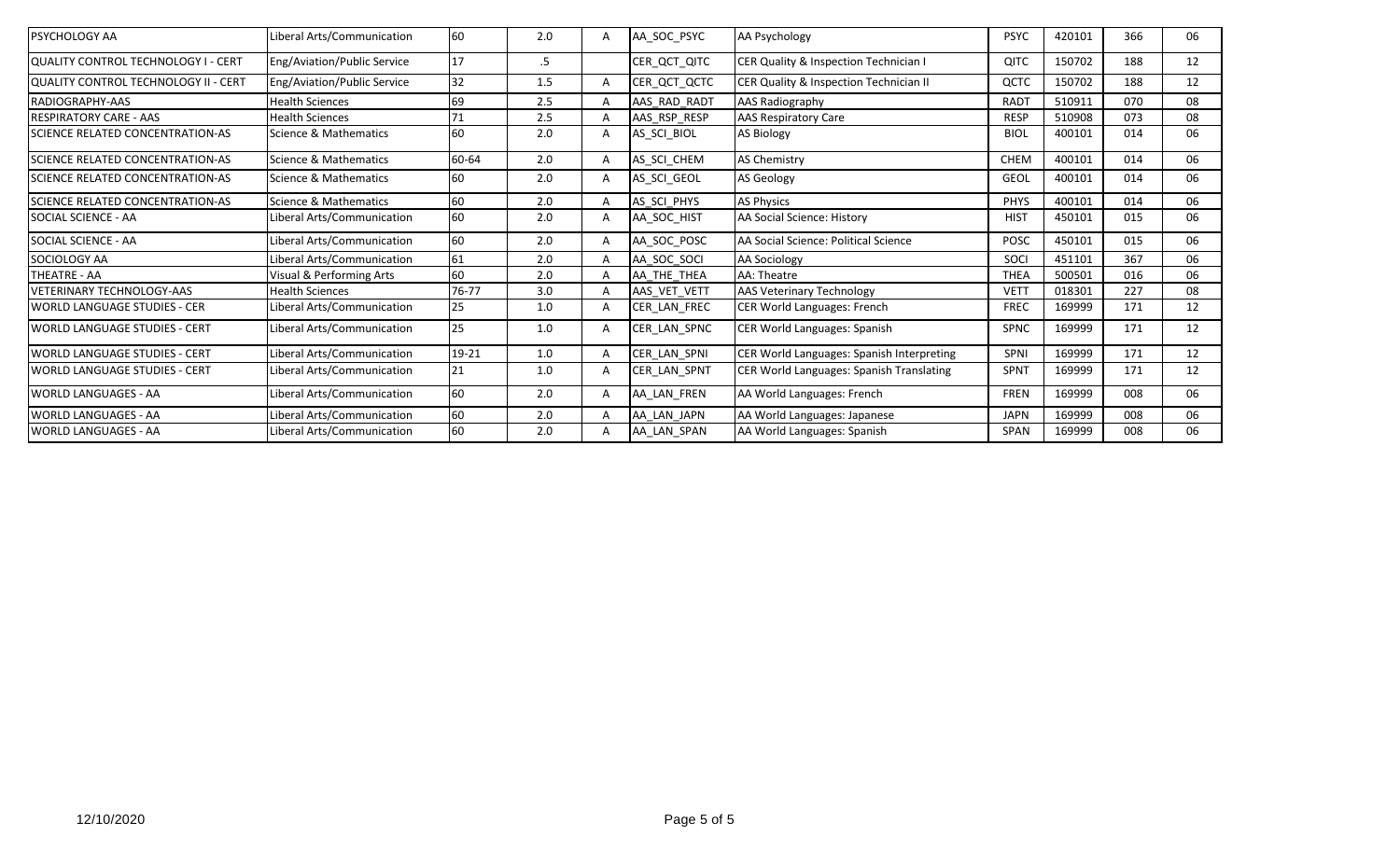| | | | | | | | | | | |
|---|---|---|---|---|---|---|---|---|---|---|
| PSYCHOLOGY AA | Liberal Arts/Communication | 60 | 2.0 | A | AA_SOC_PSYC | AA Psychology | PSYC | 420101 | 366 | 06 |
| QUALITY CONTROL TECHNOLOGY I - CERT | Eng/Aviation/Public Service | 17 | .5 | | CER_QCT_QITC | CER Quality & Inspection Technician I | QITC | 150702 | 188 | 12 |
| QUALITY CONTROL TECHNOLOGY II - CERT | Eng/Aviation/Public Service | 32 | 1.5 | A | CER_QCT_QCTC | CER Quality & Inspection Technician II | QCTC | 150702 | 188 | 12 |
| RADIOGRAPHY-AAS | Health Sciences | 69 | 2.5 | A | AAS_RAD_RADT | AAS Radiography | RADT | 510911 | 070 | 08 |
| RESPIRATORY CARE - AAS | Health Sciences | 71 | 2.5 | A | AAS_RSP_RESP | AAS Respiratory Care | RESP | 510908 | 073 | 08 |
| SCIENCE RELATED CONCENTRATION-AS | Science & Mathematics | 60 | 2.0 | A | AS_SCI_BIOL | AS Biology | BIOL | 400101 | 014 | 06 |
| SCIENCE RELATED CONCENTRATION-AS | Science & Mathematics | 60-64 | 2.0 | A | AS_SCI_CHEM | AS Chemistry | CHEM | 400101 | 014 | 06 |
| SCIENCE RELATED CONCENTRATION-AS | Science & Mathematics | 60 | 2.0 | A | AS_SCI_GEOL | AS Geology | GEOL | 400101 | 014 | 06 |
| SCIENCE RELATED CONCENTRATION-AS | Science & Mathematics | 60 | 2.0 | A | AS_SCI_PHYS | AS Physics | PHYS | 400101 | 014 | 06 |
| SOCIAL SCIENCE - AA | Liberal Arts/Communication | 60 | 2.0 | A | AA_SOC_HIST | AA Social Science: History | HIST | 450101 | 015 | 06 |
| SOCIAL SCIENCE - AA | Liberal Arts/Communication | 60 | 2.0 | A | AA_SOC_POSC | AA Social Science: Political Science | POSC | 450101 | 015 | 06 |
| SOCIOLOGY AA | Liberal Arts/Communication | 61 | 2.0 | A | AA_SOC_SOCI | AA Sociology | SOCI | 451101 | 367 | 06 |
| THEATRE - AA | Visual & Performing Arts | 60 | 2.0 | A | AA_THE_THEA | AA: Theatre | THEA | 500501 | 016 | 06 |
| VETERINARY TECHNOLOGY-AAS | Health Sciences | 76-77 | 3.0 | A | AAS_VET_VETT | AAS Veterinary Technology | VETT | 018301 | 227 | 08 |
| WORLD LANGUAGE STUDIES - CER | Liberal Arts/Communication | 25 | 1.0 | A | CER_LAN_FREC | CER World Languages: French | FREC | 169999 | 171 | 12 |
| WORLD LANGUAGE STUDIES - CERT | Liberal Arts/Communication | 25 | 1.0 | A | CER_LAN_SPNC | CER World Languages: Spanish | SPNC | 169999 | 171 | 12 |
| WORLD LANGUAGE STUDIES - CERT | Liberal Arts/Communication | 19-21 | 1.0 | A | CER_LAN_SPNI | CER World Languages: Spanish Interpreting | SPNI | 169999 | 171 | 12 |
| WORLD LANGUAGE STUDIES - CERT | Liberal Arts/Communication | 21 | 1.0 | A | CER_LAN_SPNT | CER World Languages: Spanish Translating | SPNT | 169999 | 171 | 12 |
| WORLD LANGUAGES - AA | Liberal Arts/Communication | 60 | 2.0 | A | AA_LAN_FREN | AA World Languages: French | FREN | 169999 | 008 | 06 |
| WORLD LANGUAGES - AA | Liberal Arts/Communication | 60 | 2.0 | A | AA_LAN_JAPN | AA World Languages: Japanese | JAPN | 169999 | 008 | 06 |
| WORLD LANGUAGES - AA | Liberal Arts/Communication | 60 | 2.0 | A | AA_LAN_SPAN | AA World Languages: Spanish | SPAN | 169999 | 008 | 06 |

12/10/2020